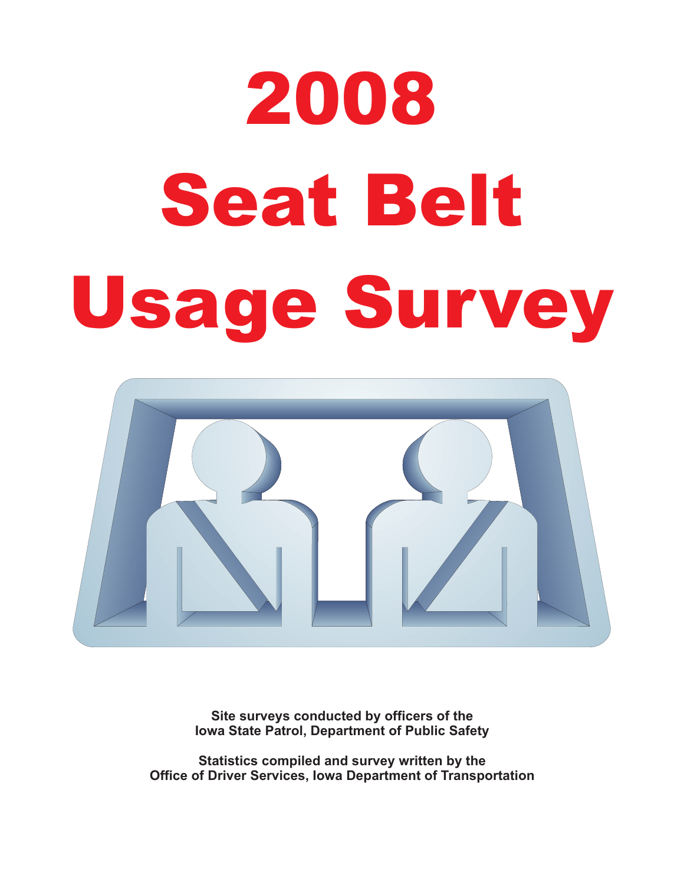# 2008 Seat Belt Usage Survey

**Site surveys conducted by officers of the Iowa State Patrol, Department of Public Safety**

**Statistics compiled and survey written by the Office of Driver Services, Iowa Department of Transportation**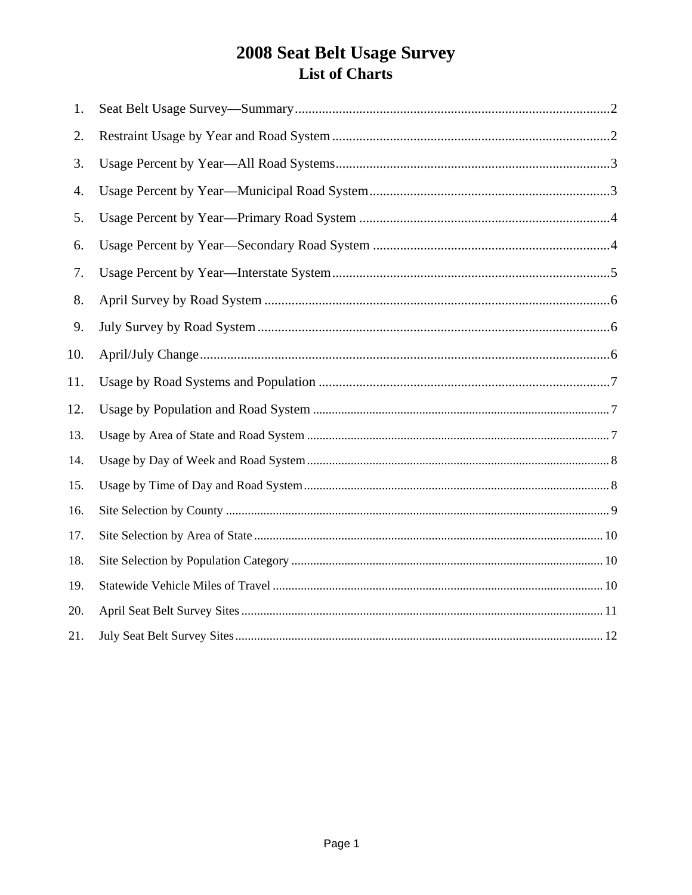# 2008 Seat Belt Usage Survey
## List of Charts

1. Seat Belt Usage Survey—Summary....................2
2. Restraint Usage by Year and Road System....................2
3. Usage Percent by Year—All Road Systems....................3
4. Usage Percent by Year—Municipal Road System....................3
5. Usage Percent by Year—Primary Road System....................4
6. Usage Percent by Year—Secondary Road System....................4
7. Usage Percent by Year—Interstate System....................5
8. April Survey by Road System....................6
9. July Survey by Road System....................6
10. April/July Change....................6
11. Usage by Road Systems and Population....................7
12. Usage by Population and Road System....................7
13. Usage by Area of State and Road System....................7
14. Usage by Day of Week and Road System....................8
15. Usage by Time of Day and Road System....................8
16. Site Selection by County....................9
17. Site Selection by Area of State....................10
18. Site Selection by Population Category....................10
19. Statewide Vehicle Miles of Travel....................10
20. April Seat Belt Survey Sites....................11
21. July Seat Belt Survey Sites....................12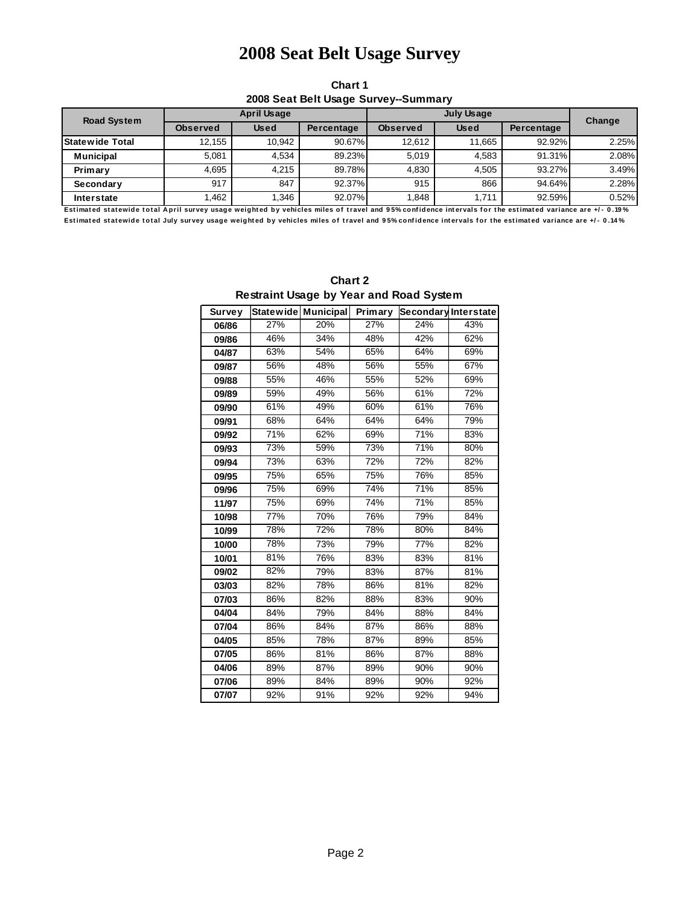# 2008 Seat Belt Usage Survey

**Chart 1**
**2008 Seat Belt Usage Survey--Summary**

| Road System | April Usage | | | July Usage | | | Change |
|---|---|---|---|---|---|---|---|
| | Observed | Used | Percentage | Observed | Used | Percentage | |
| **Statewide Total** | 12,155 | 10,942 | 90.67% | 12,612 | 11,665 | 92.92% | 2.25% |
| **Municipal** | 5,081 | 4,534 | 89.23% | 5,019 | 4,583 | 91.31% | 2.08% |
| **Primary** | 4,695 | 4,215 | 89.78% | 4,830 | 4,505 | 93.27% | 3.49% |
| **Secondary** | 917 | 847 | 92.37% | 915 | 866 | 94.64% | 2.28% |
| **Interstate** | 1,462 | 1,346 | 92.07% | 1,848 | 1,711 | 92.59% | 0.52% |

**Estimated statewide total April survey usage weighted by vehicles miles of travel and 95% confidence intervals for the estimated variance are +/- 0.19%**
**Estimated statewide total July survey usage weighted by vehicles miles of travel and 95% confidence intervals for the estimated variance are +/- 0.14%**

**Chart 2**
**Restraint Usage by Year and Road System**

| Survey | Statewide | Municipal | Primary | Secondary | Interstate |
|---|---|---|---|---|---|
| **06/86** | 27% | 20% | 27% | 24% | 43% |
| **09/86** | 46% | 34% | 48% | 42% | 62% |
| **04/87** | 63% | 54% | 65% | 64% | 69% |
| **09/87** | 56% | 48% | 56% | 55% | 67% |
| **09/88** | 55% | 46% | 55% | 52% | 69% |
| **09/89** | 59% | 49% | 56% | 61% | 72% |
| **09/90** | 61% | 49% | 60% | 61% | 76% |
| **09/91** | 68% | 64% | 64% | 64% | 79% |
| **09/92** | 71% | 62% | 69% | 71% | 83% |
| **09/93** | 73% | 59% | 73% | 71% | 80% |
| **09/94** | 73% | 63% | 72% | 72% | 82% |
| **09/95** | 75% | 65% | 75% | 76% | 85% |
| **09/96** | 75% | 69% | 74% | 71% | 85% |
| **11/97** | 75% | 69% | 74% | 71% | 85% |
| **10/98** | 77% | 70% | 76% | 79% | 84% |
| **10/99** | 78% | 72% | 78% | 80% | 84% |
| **10/00** | 78% | 73% | 79% | 77% | 82% |
| **10/01** | 81% | 76% | 83% | 83% | 81% |
| **09/02** | 82% | 79% | 83% | 87% | 81% |
| **03/03** | 82% | 78% | 86% | 81% | 82% |
| **07/03** | 86% | 82% | 88% | 83% | 90% |
| **04/04** | 84% | 79% | 84% | 88% | 84% |
| **07/04** | 86% | 84% | 87% | 86% | 88% |
| **04/05** | 85% | 78% | 87% | 89% | 85% |
| **07/05** | 86% | 81% | 86% | 87% | 88% |
| **04/06** | 89% | 87% | 89% | 90% | 90% |
| **07/06** | 89% | 84% | 89% | 90% | 92% |
| **07/07** | 92% | 91% | 92% | 92% | 94% |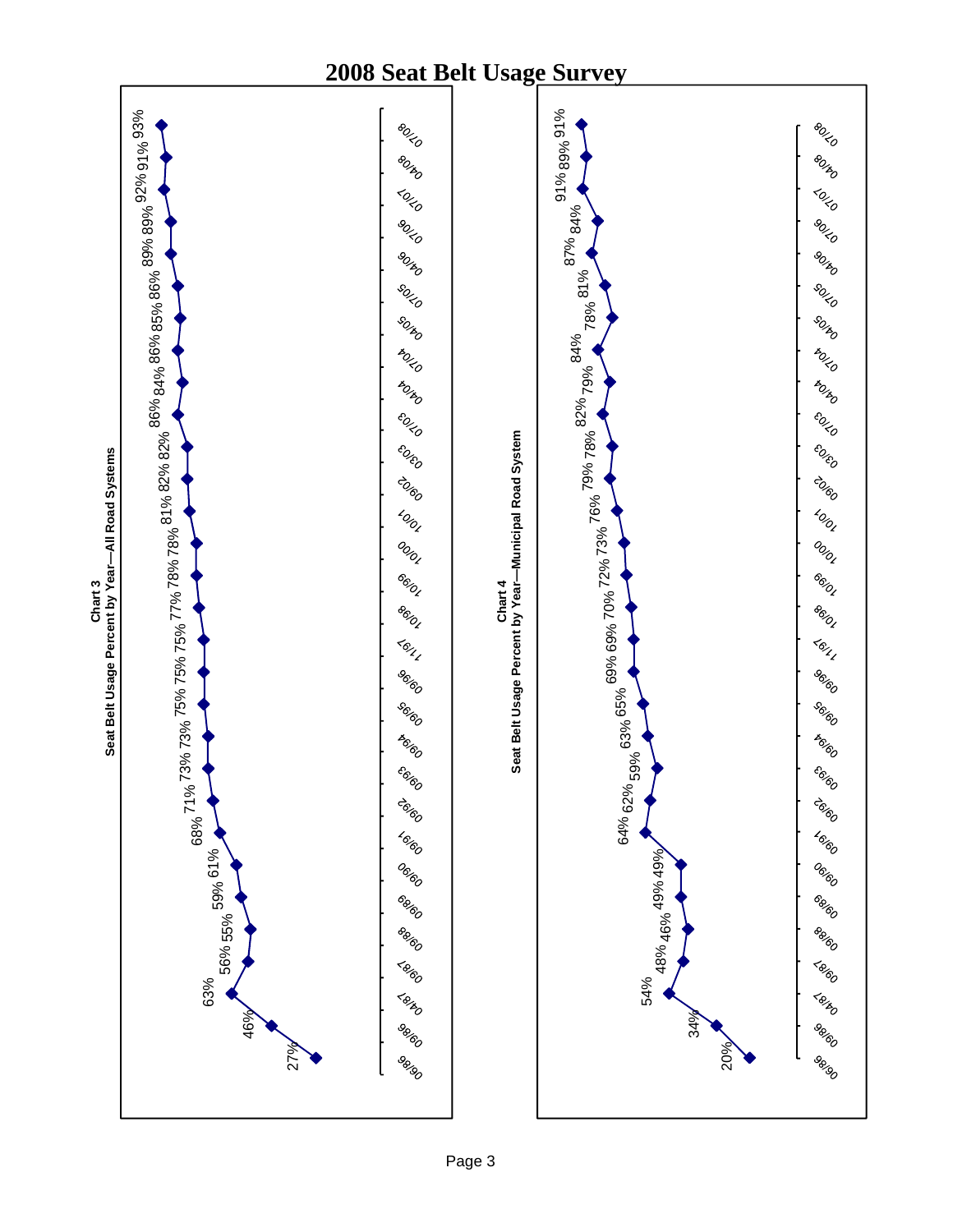# 2008 Seat Belt Usage Survey

**Chart 3**
**Seat Belt Usage Percent by Year—All Road Systems**

| Date | Percent |
|---|---|
| 06/86 | 27% |
| 09/86 | 46% |
| 04/87 | 63% |
| 09/87 | 56% |
| 09/88 | 55% |
| 09/89 | 59% |
| 09/90 | 61% |
| 09/91 | 68% |
| 09/92 | 71% |
| 09/93 | 73% |
| 09/94 | 73% |
| 09/95 | 75% |
| 09/96 | 75% |
| 11/97 | 75% |
| 10/98 | 77% |
| 10/99 | 78% |
| 10/00 | 78% |
| 10/01 | 81% |
| 09/02 | 82% |
| 03/03 | 82% |
| 07/03 | 86% |
| 04/04 | 84% |
| 07/04 | 86% |
| 04/05 | 85% |
| 07/05 | 86% |
| 04/06 | 89% |
| 07/06 | 89% |
| 07/07 | 92% |
| 04/08 | 91% |
| 07/08 | 93% |

**Chart 4**
**Seat Belt Usage Percent by Year—Municipal Road System**

| Date | Percent |
|---|---|
| 06/86 | 20% |
| 09/86 | 34% |
| 04/87 | 54% |
| 09/87 | 48% |
| 09/88 | 46% |
| 09/89 | 49% |
| 09/90 | 49% |
| 09/91 | 64% |
| 09/92 | 62% |
| 09/93 | 59% |
| 09/94 | 63% |
| 09/95 | 65% |
| 09/96 | 69% |
| 11/97 | 69% |
| 10/98 | 70% |
| 10/99 | 72% |
| 10/00 | 73% |
| 10/01 | 76% |
| 09/02 | 79% |
| 03/03 | 78% |
| 07/03 | 82% |
| 04/04 | 79% |
| 07/04 | 84% |
| 04/05 | 78% |
| 07/05 | 81% |
| 04/06 | 87% |
| 07/06 | 84% |
| 07/07 | 91% |
| 04/08 | 89% |
| 07/08 | 91% |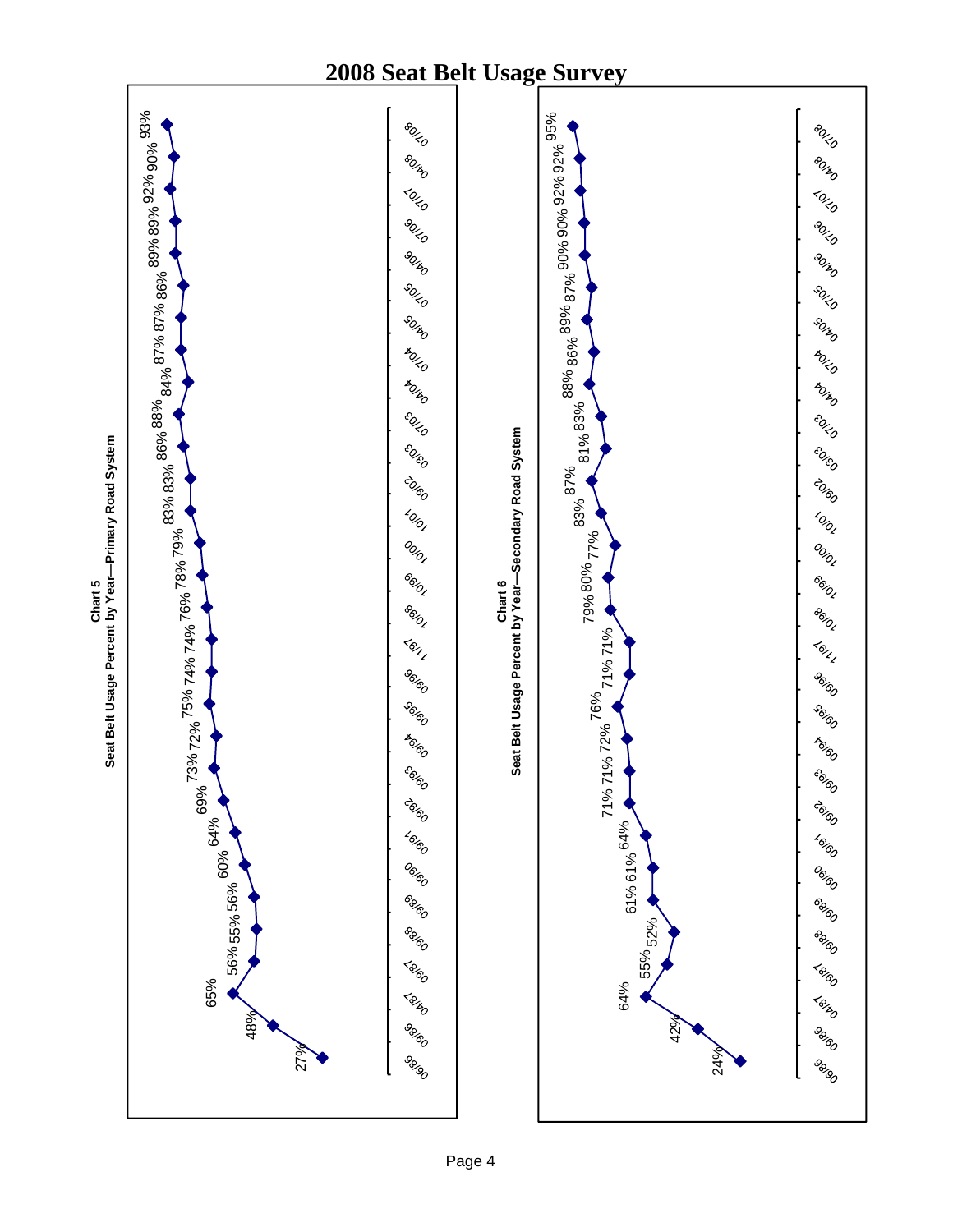# 2008 Seat Belt Usage Survey

**Chart 5**
**Seat Belt Usage Percent by Year—Primary Road System**

| Date | Percent |
|---|---|
| 06/86 | 27% |
| 09/86 | 48% |
| 04/87 | 65% |
| 09/87 | 56% |
| 09/88 | 55% |
| 09/89 | 56% |
| 09/90 | 60% |
| 09/91 | 64% |
| 09/92 | 69% |
| 09/93 | 73% |
| 09/94 | 72% |
| 09/95 | 75% |
| 09/96 | 74% |
| 11/97 | 74% |
| 10/98 | 76% |
| 10/99 | 78% |
| 10/00 | 79% |
| 10/01 | 83% |
| 09/02 | 83% |
| 03/03 | 86% |
| 07/03 | 88% |
| 04/04 | 84% |
| 07/04 | 87% |
| 04/05 | 87% |
| 07/05 | 86% |
| 04/06 | 89% |
| 07/06 | 89% |
| 07/07 | 92% |
| 04/08 | 90% |
| 07/08 | 93% |

**Chart 6**
**Seat Belt Usage Percent by Year—Secondary Road System**

| Date | Percent |
|---|---|
| 06/86 | 24% |
| 09/86 | 42% |
| 04/87 | 64% |
| 09/87 | 55% |
| 09/88 | 52% |
| 09/89 | 61% |
| 09/90 | 61% |
| 09/91 | 64% |
| 09/92 | 71% |
| 09/93 | 71% |
| 09/94 | 72% |
| 09/95 | 76% |
| 09/96 | 71% |
| 11/97 | 71% |
| 10/98 | 79% |
| 10/99 | 80% |
| 10/00 | 77% |
| 10/01 | 83% |
| 09/02 | 87% |
| 03/03 | 81% |
| 07/03 | 83% |
| 04/04 | 88% |
| 07/04 | 86% |
| 04/05 | 89% |
| 07/05 | 87% |
| 04/06 | 90% |
| 07/06 | 90% |
| 07/07 | 92% |
| 04/08 | 92% |
| 07/08 | 95% |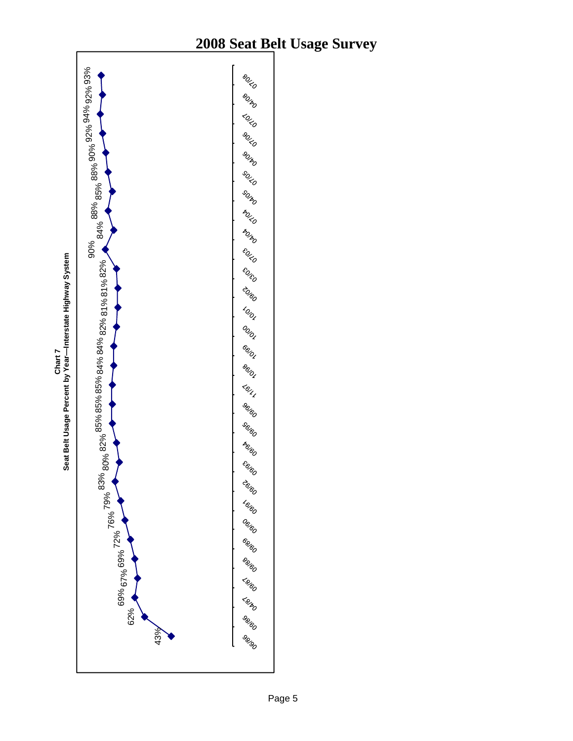# 2008 Seat Belt Usage Survey

**Chart 7**
**Seat Belt Usage Percent by Year—Interstate Highway System**

| Date | Percent |
|---|---|
| 06/86 | 43% |
| 09/86 | 62% |
| 04/87 | 69% |
| 09/87 | 67% |
| 09/88 | 69% |
| 09/89 | 72% |
| 09/90 | 76% |
| 09/91 | 79% |
| 09/92 | 83% |
| 09/93 | 80% |
| 09/94 | 82% |
| 09/95 | 85% |
| 09/96 | 85% |
| 11/97 | 85% |
| 10/98 | 84% |
| 10/99 | 84% |
| 10/00 | 82% |
| 10/01 | 81% |
| 09/02 | 81% |
| 03/03 | 82% |
| 07/03 | 90% |
| 04/04 | 84% |
| 07/04 | 88% |
| 04/05 | 85% |
| 07/05 | 88% |
| 04/06 | 90% |
| 07/06 | 92% |
| 07/07 | 94% |
| 04/08 | 92% |
| 07/08 | 93% |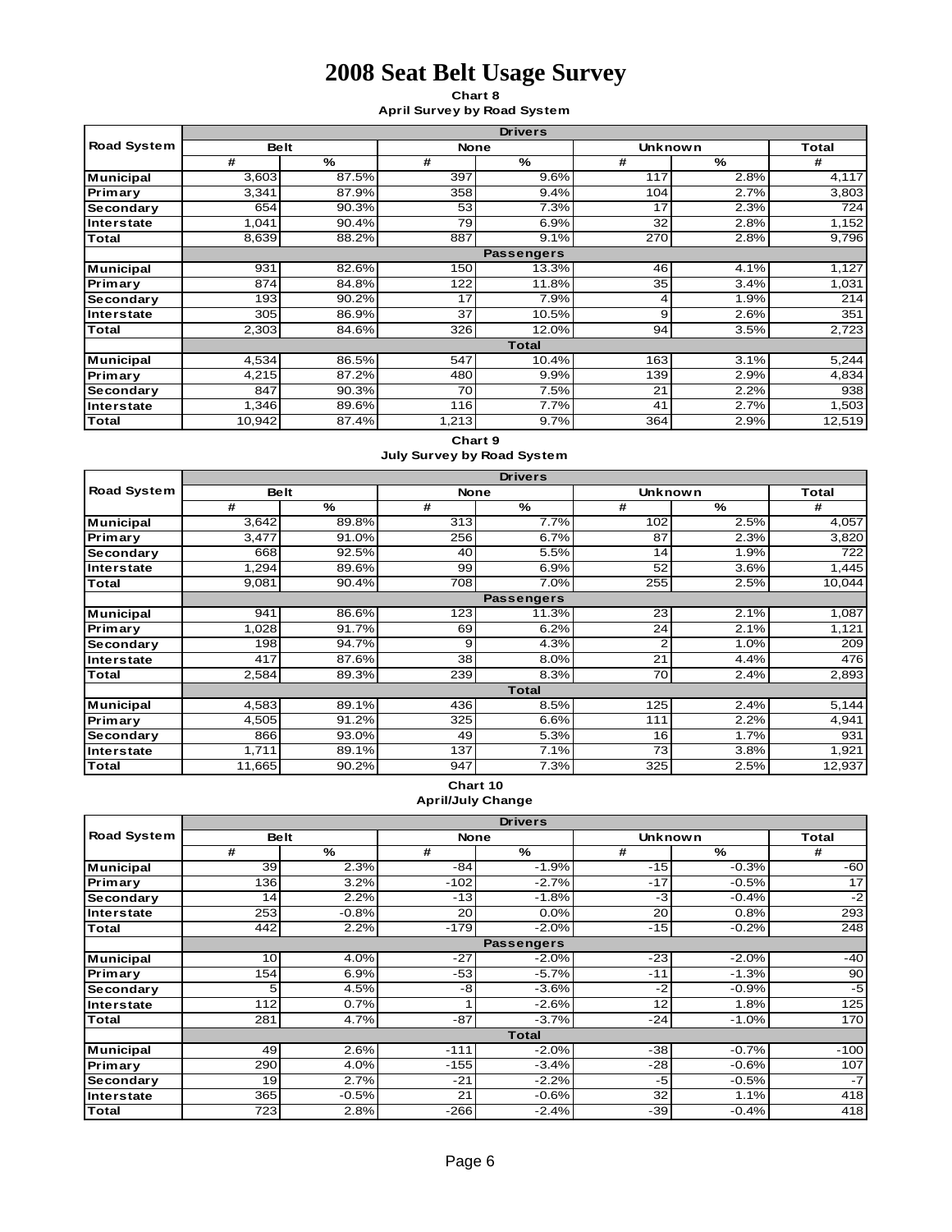# 2008 Seat Belt Usage Survey

**Chart 8**
**April Survey by Road System**

| Road System | Belt | | None | | Unknown | | Total |
|---|---|---|---|---|---|---|---|
| | # | % | # | % | # | % | # |
| | **Drivers** | | | | | | |
| Municipal | 3,603 | 87.5% | 397 | 9.6% | 117 | 2.8% | 4,117 |
| Primary | 3,341 | 87.9% | 358 | 9.4% | 104 | 2.7% | 3,803 |
| Secondary | 654 | 90.3% | 53 | 7.3% | 17 | 2.3% | 724 |
| Interstate | 1,041 | 90.4% | 79 | 6.9% | 32 | 2.8% | 1,152 |
| Total | 8,639 | 88.2% | 887 | 9.1% | 270 | 2.8% | 9,796 |
| | **Passengers** | | | | | | |
| Municipal | 931 | 82.6% | 150 | 13.3% | 46 | 4.1% | 1,127 |
| Primary | 874 | 84.8% | 122 | 11.8% | 35 | 3.4% | 1,031 |
| Secondary | 193 | 90.2% | 17 | 7.9% | 4 | 1.9% | 214 |
| Interstate | 305 | 86.9% | 37 | 10.5% | 9 | 2.6% | 351 |
| Total | 2,303 | 84.6% | 326 | 12.0% | 94 | 3.5% | 2,723 |
| | **Total** | | | | | | |
| Municipal | 4,534 | 86.5% | 547 | 10.4% | 163 | 3.1% | 5,244 |
| Primary | 4,215 | 87.2% | 480 | 9.9% | 139 | 2.9% | 4,834 |
| Secondary | 847 | 90.3% | 70 | 7.5% | 21 | 2.2% | 938 |
| Interstate | 1,346 | 89.6% | 116 | 7.7% | 41 | 2.7% | 1,503 |
| Total | 10,942 | 87.4% | 1,213 | 9.7% | 364 | 2.9% | 12,519 |

**Chart 9**
**July Survey by Road System**

| Road System | Belt | | None | | Unknown | | Total |
|---|---|---|---|---|---|---|---|
| | # | % | # | % | # | % | # |
| | **Drivers** | | | | | | |
| Municipal | 3,642 | 89.8% | 313 | 7.7% | 102 | 2.5% | 4,057 |
| Primary | 3,477 | 91.0% | 256 | 6.7% | 87 | 2.3% | 3,820 |
| Secondary | 668 | 92.5% | 40 | 5.5% | 14 | 1.9% | 722 |
| Interstate | 1,294 | 89.6% | 99 | 6.9% | 52 | 3.6% | 1,445 |
| Total | 9,081 | 90.4% | 708 | 7.0% | 255 | 2.5% | 10,044 |
| | **Passengers** | | | | | | |
| Municipal | 941 | 86.6% | 123 | 11.3% | 23 | 2.1% | 1,087 |
| Primary | 1,028 | 91.7% | 69 | 6.2% | 24 | 2.1% | 1,121 |
| Secondary | 198 | 94.7% | 9 | 4.3% | 2 | 1.0% | 209 |
| Interstate | 417 | 87.6% | 38 | 8.0% | 21 | 4.4% | 476 |
| Total | 2,584 | 89.3% | 239 | 8.3% | 70 | 2.4% | 2,893 |
| | **Total** | | | | | | |
| Municipal | 4,583 | 89.1% | 436 | 8.5% | 125 | 2.4% | 5,144 |
| Primary | 4,505 | 91.2% | 325 | 6.6% | 111 | 2.2% | 4,941 |
| Secondary | 866 | 93.0% | 49 | 5.3% | 16 | 1.7% | 931 |
| Interstate | 1,711 | 89.1% | 137 | 7.1% | 73 | 3.8% | 1,921 |
| Total | 11,665 | 90.2% | 947 | 7.3% | 325 | 2.5% | 12,937 |

**Chart 10**
**April/July Change**

| Road System | Belt | | None | | Unknown | | Total |
|---|---|---|---|---|---|---|---|
| | # | % | # | % | # | % | # |
| | **Drivers** | | | | | | |
| Municipal | 39 | 2.3% | -84 | -1.9% | -15 | -0.3% | -60 |
| Primary | 136 | 3.2% | -102 | -2.7% | -17 | -0.5% | 17 |
| Secondary | 14 | 2.2% | -13 | -1.8% | -3 | -0.4% | -2 |
| Interstate | 253 | -0.8% | 20 | 0.0% | 20 | 0.8% | 293 |
| Total | 442 | 2.2% | -179 | -2.0% | -15 | -0.2% | 248 |
| | **Passengers** | | | | | | |
| Municipal | 10 | 4.0% | -27 | -2.0% | -23 | -2.0% | -40 |
| Primary | 154 | 6.9% | -53 | -5.7% | -11 | -1.3% | 90 |
| Secondary | 5 | 4.5% | -8 | -3.6% | -2 | -0.9% | -5 |
| Interstate | 112 | 0.7% | 1 | -2.6% | 12 | 1.8% | 125 |
| Total | 281 | 4.7% | -87 | -3.7% | -24 | -1.0% | 170 |
| | **Total** | | | | | | |
| Municipal | 49 | 2.6% | -111 | -2.0% | -38 | -0.7% | -100 |
| Primary | 290 | 4.0% | -155 | -3.4% | -28 | -0.6% | 107 |
| Secondary | 19 | 2.7% | -21 | -2.2% | -5 | -0.5% | -7 |
| Interstate | 365 | -0.5% | 21 | -0.6% | 32 | 1.1% | 418 |
| Total | 723 | 2.8% | -266 | -2.4% | -39 | -0.4% | 418 |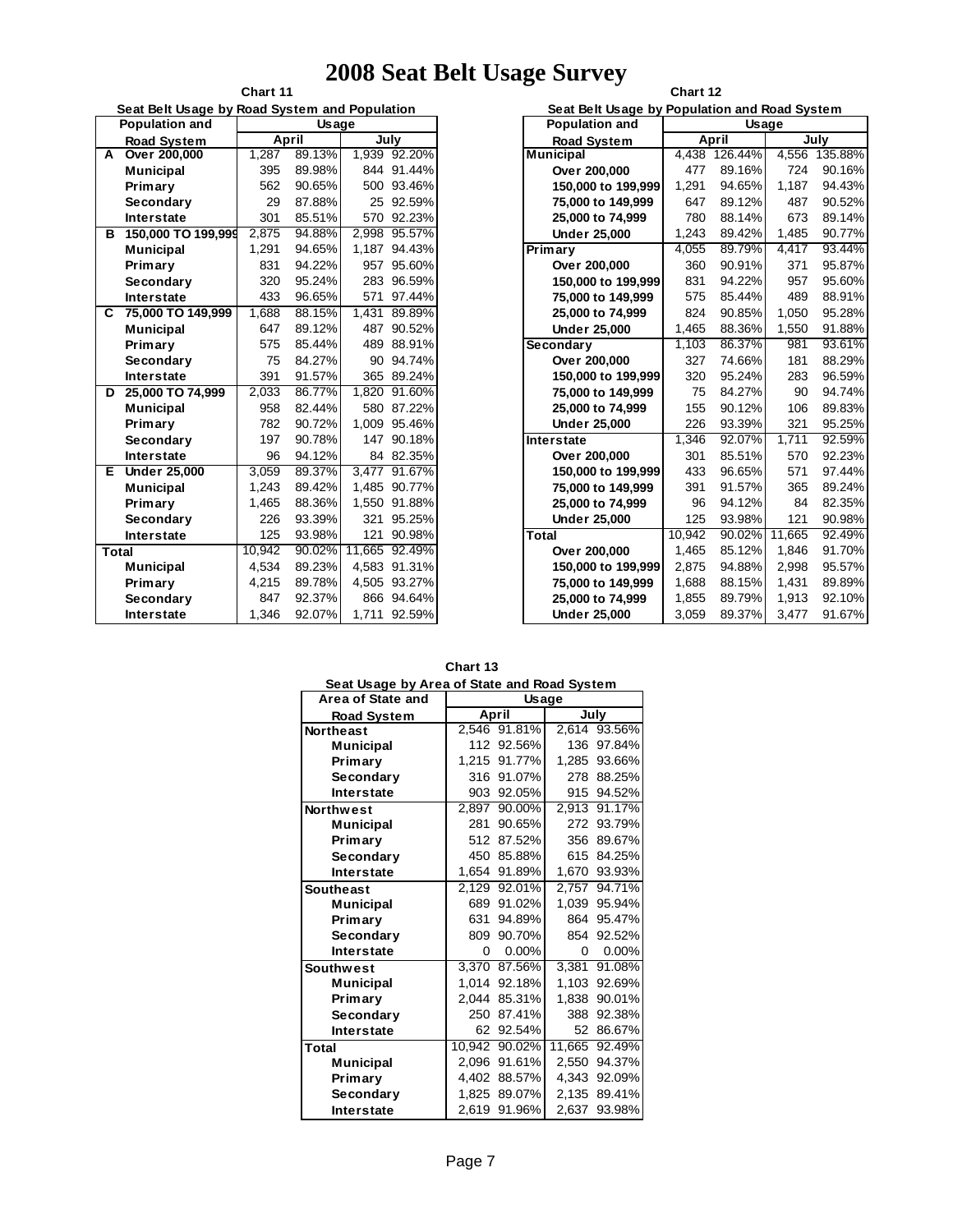# 2008 Seat Belt Usage Survey

**Chart 11**

**Seat Belt Usage by Road System and Population**

| | Population and Road System | Usage | | | |
|---|---|---|---|---|---|
| | | April | | July | |
| A | Over 200,000 | 1,287 | 89.13% | 1,939 | 92.20% |
| | Municipal | 395 | 89.98% | 844 | 91.44% |
| | Primary | 562 | 90.65% | 500 | 93.46% |
| | Secondary | 29 | 87.88% | 25 | 92.59% |
| | Interstate | 301 | 85.51% | 570 | 92.23% |
| B | 150,000 TO 199,999 | 2,875 | 94.88% | 2,998 | 95.57% |
| | Municipal | 1,291 | 94.65% | 1,187 | 94.43% |
| | Primary | 831 | 94.22% | 957 | 95.60% |
| | Secondary | 320 | 95.24% | 283 | 96.59% |
| | Interstate | 433 | 96.65% | 571 | 97.44% |
| C | 75,000 TO 149,999 | 1,688 | 88.15% | 1,431 | 89.89% |
| | Municipal | 647 | 89.12% | 487 | 90.52% |
| | Primary | 575 | 85.44% | 489 | 88.91% |
| | Secondary | 75 | 84.27% | 90 | 94.74% |
| | Interstate | 391 | 91.57% | 365 | 89.24% |
| D | 25,000 TO 74,999 | 2,033 | 86.77% | 1,820 | 91.60% |
| | Municipal | 958 | 82.44% | 580 | 87.22% |
| | Primary | 782 | 90.72% | 1,009 | 95.46% |
| | Secondary | 197 | 90.78% | 147 | 90.18% |
| | Interstate | 96 | 94.12% | 84 | 82.35% |
| E | Under 25,000 | 3,059 | 89.37% | 3,477 | 91.67% |
| | Municipal | 1,243 | 89.42% | 1,485 | 90.77% |
| | Primary | 1,465 | 88.36% | 1,550 | 91.88% |
| | Secondary | 226 | 93.39% | 321 | 95.25% |
| | Interstate | 125 | 93.98% | 121 | 90.98% |
| Total | | 10,942 | 90.02% | 11,665 | 92.49% |
| | Municipal | 4,534 | 89.23% | 4,583 | 91.31% |
| | Primary | 4,215 | 89.78% | 4,505 | 93.27% |
| | Secondary | 847 | 92.37% | 866 | 94.64% |
| | Interstate | 1,346 | 92.07% | 1,711 | 92.59% |

**Chart 12**

**Seat Belt Usage by Population and Road System**

| Population and Road System | Usage | | | |
|---|---|---|---|---|
| | April | | July | |
| Municipal | 4,438 | 126.44% | 4,556 | 135.88% |
| Over 200,000 | 477 | 89.16% | 724 | 90.16% |
| 150,000 to 199,999 | 1,291 | 94.65% | 1,187 | 94.43% |
| 75,000 to 149,999 | 647 | 89.12% | 487 | 90.52% |
| 25,000 to 74,999 | 780 | 88.14% | 673 | 89.14% |
| Under 25,000 | 1,243 | 89.42% | 1,485 | 90.77% |
| Primary | 4,055 | 89.79% | 4,417 | 93.44% |
| Over 200,000 | 360 | 90.91% | 371 | 95.87% |
| 150,000 to 199,999 | 831 | 94.22% | 957 | 95.60% |
| 75,000 to 149,999 | 575 | 85.44% | 489 | 88.91% |
| 25,000 to 74,999 | 824 | 90.85% | 1,050 | 95.28% |
| Under 25,000 | 1,465 | 88.36% | 1,550 | 91.88% |
| Secondary | 1,103 | 86.37% | 981 | 93.61% |
| Over 200,000 | 327 | 74.66% | 181 | 88.29% |
| 150,000 to 199,999 | 320 | 95.24% | 283 | 96.59% |
| 75,000 to 149,999 | 75 | 84.27% | 90 | 94.74% |
| 25,000 to 74,999 | 155 | 90.12% | 106 | 89.83% |
| Under 25,000 | 226 | 93.39% | 321 | 95.25% |
| Interstate | 1,346 | 92.07% | 1,711 | 92.59% |
| Over 200,000 | 301 | 85.51% | 570 | 92.23% |
| 150,000 to 199,999 | 433 | 96.65% | 571 | 97.44% |
| 75,000 to 149,999 | 391 | 91.57% | 365 | 89.24% |
| 25,000 to 74,999 | 96 | 94.12% | 84 | 82.35% |
| Under 25,000 | 125 | 93.98% | 121 | 90.98% |
| Total | 10,942 | 90.02% | 11,665 | 92.49% |
| Over 200,000 | 1,465 | 85.12% | 1,846 | 91.70% |
| 150,000 to 199,999 | 2,875 | 94.88% | 2,998 | 95.57% |
| 75,000 to 149,999 | 1,688 | 88.15% | 1,431 | 89.89% |
| 25,000 to 74,999 | 1,855 | 89.79% | 1,913 | 92.10% |
| Under 25,000 | 3,059 | 89.37% | 3,477 | 91.67% |

**Chart 13**

**Seat Usage by Area of State and Road System**

| Area of State and Road System | Usage | | | |
|---|---|---|---|---|
| | April | | July | |
| Northeast | 2,546 | 91.81% | 2,614 | 93.56% |
| Municipal | 112 | 92.56% | 136 | 97.84% |
| Primary | 1,215 | 91.77% | 1,285 | 93.66% |
| Secondary | 316 | 91.07% | 278 | 88.25% |
| Interstate | 903 | 92.05% | 915 | 94.52% |
| Northwest | 2,897 | 90.00% | 2,913 | 91.17% |
| Municipal | 281 | 90.65% | 272 | 93.79% |
| Primary | 512 | 87.52% | 356 | 89.67% |
| Secondary | 450 | 85.88% | 615 | 84.25% |
| Interstate | 1,654 | 91.89% | 1,670 | 93.93% |
| Southeast | 2,129 | 92.01% | 2,757 | 94.71% |
| Municipal | 689 | 91.02% | 1,039 | 95.94% |
| Primary | 631 | 94.89% | 864 | 95.47% |
| Secondary | 809 | 90.70% | 854 | 92.52% |
| Interstate | 0 | 0.00% | 0 | 0.00% |
| Southwest | 3,370 | 87.56% | 3,381 | 91.08% |
| Municipal | 1,014 | 92.18% | 1,103 | 92.69% |
| Primary | 2,044 | 85.31% | 1,838 | 90.01% |
| Secondary | 250 | 87.41% | 388 | 92.38% |
| Interstate | 62 | 92.54% | 52 | 86.67% |
| Total | 10,942 | 90.02% | 11,665 | 92.49% |
| Municipal | 2,096 | 91.61% | 2,550 | 94.37% |
| Primary | 4,402 | 88.57% | 4,343 | 92.09% |
| Secondary | 1,825 | 89.07% | 2,135 | 89.41% |
| Interstate | 2,619 | 91.96% | 2,637 | 93.98% |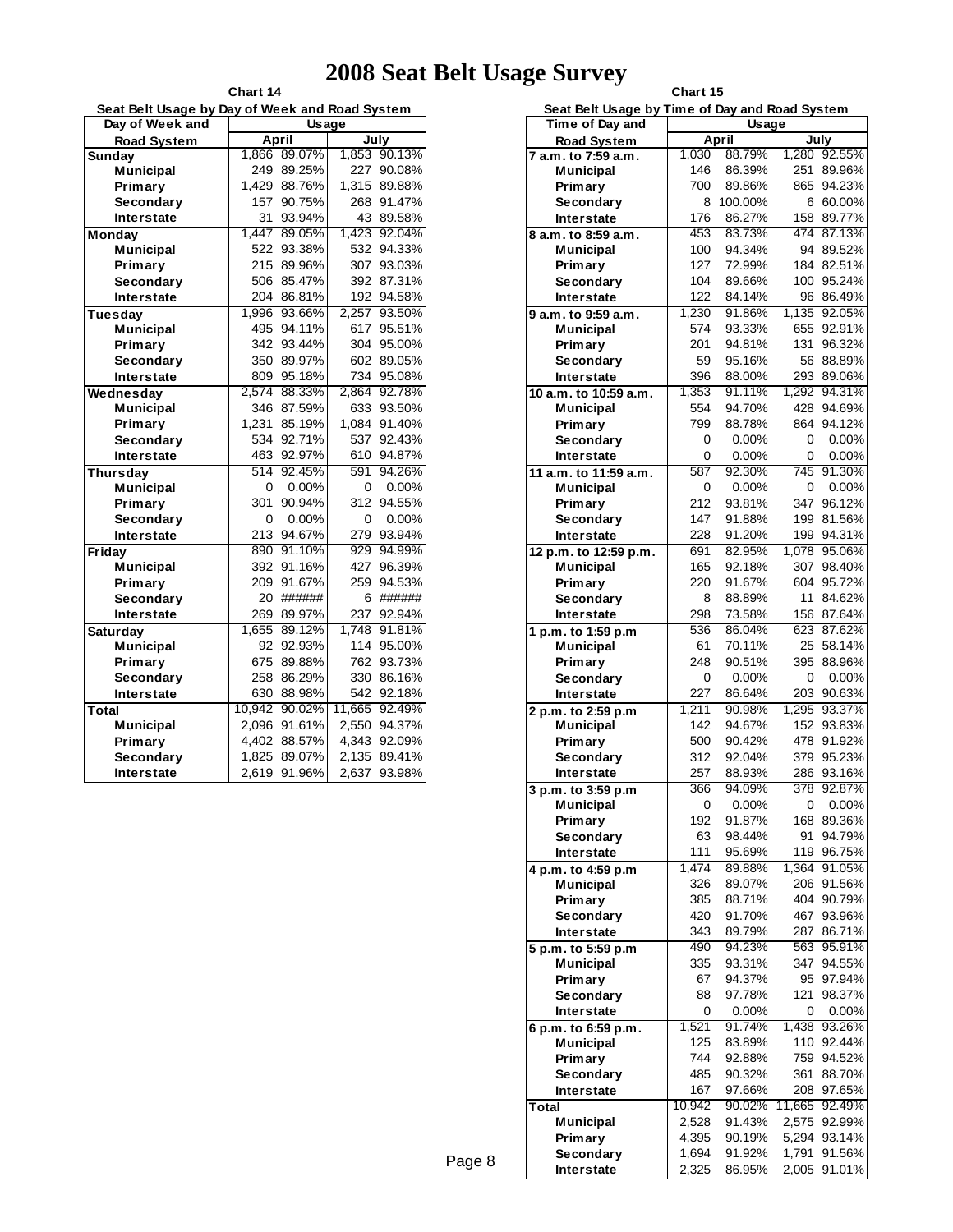# 2008 Seat Belt Usage Survey

**Chart 14**

**Seat Belt Usage by Day of Week and Road System**

| Day of Week and Road System | Usage | | | |
|---|---|---|---|---|
| | April | | July | |
| **Sunday** | 1,866 | 89.07% | 1,853 | 90.13% |
| Municipal | 249 | 89.25% | 227 | 90.08% |
| Primary | 1,429 | 88.76% | 1,315 | 89.88% |
| Secondary | 157 | 90.75% | 268 | 91.47% |
| Interstate | 31 | 93.94% | 43 | 89.58% |
| **Monday** | 1,447 | 89.05% | 1,423 | 92.04% |
| Municipal | 522 | 93.38% | 532 | 94.33% |
| Primary | 215 | 89.96% | 307 | 93.03% |
| Secondary | 506 | 85.47% | 392 | 87.31% |
| Interstate | 204 | 86.81% | 192 | 94.58% |
| **Tuesday** | 1,996 | 93.66% | 2,257 | 93.50% |
| Municipal | 495 | 94.11% | 617 | 95.51% |
| Primary | 342 | 93.44% | 304 | 95.00% |
| Secondary | 350 | 89.97% | 602 | 89.05% |
| Interstate | 809 | 95.18% | 734 | 95.08% |
| **Wednesday** | 2,574 | 88.33% | 2,864 | 92.78% |
| Municipal | 346 | 87.59% | 633 | 93.50% |
| Primary | 1,231 | 85.19% | 1,084 | 91.40% |
| Secondary | 534 | 92.71% | 537 | 92.43% |
| Interstate | 463 | 92.97% | 610 | 94.87% |
| **Thursday** | 514 | 92.45% | 591 | 94.26% |
| Municipal | 0 | 0.00% | 0 | 0.00% |
| Primary | 301 | 90.94% | 312 | 94.55% |
| Secondary | 0 | 0.00% | 0 | 0.00% |
| Interstate | 213 | 94.67% | 279 | 93.94% |
| **Friday** | 890 | 91.10% | 929 | 94.99% |
| Municipal | 392 | 91.16% | 427 | 96.39% |
| Primary | 209 | 91.67% | 259 | 94.53% |
| Secondary | 20 | ###### | 6 | ###### |
| Interstate | 269 | 89.97% | 237 | 92.94% |
| **Saturday** | 1,655 | 89.12% | 1,748 | 91.81% |
| Municipal | 92 | 92.93% | 114 | 95.00% |
| Primary | 675 | 89.88% | 762 | 93.73% |
| Secondary | 258 | 86.29% | 330 | 86.16% |
| Interstate | 630 | 88.98% | 542 | 92.18% |
| **Total** | 10,942 | 90.02% | 11,665 | 92.49% |
| Municipal | 2,096 | 91.61% | 2,550 | 94.37% |
| Primary | 4,402 | 88.57% | 4,343 | 92.09% |
| Secondary | 1,825 | 89.07% | 2,135 | 89.41% |
| Interstate | 2,619 | 91.96% | 2,637 | 93.98% |

**Chart 15**

**Seat Belt Usage by Time of Day and Road System**

| Time of Day and Road System | Usage | | | |
|---|---|---|---|---|
| | April | | July | |
| **7 a.m. to 7:59 a.m.** | 1,030 | 88.79% | 1,280 | 92.55% |
| Municipal | 146 | 86.39% | 251 | 89.96% |
| Primary | 700 | 89.86% | 865 | 94.23% |
| Secondary | 8 | 100.00% | 6 | 60.00% |
| Interstate | 176 | 86.27% | 158 | 89.77% |
| **8 a.m. to 8:59 a.m.** | 453 | 83.73% | 474 | 87.13% |
| Municipal | 100 | 94.34% | 94 | 89.52% |
| Primary | 127 | 72.99% | 184 | 82.51% |
| Secondary | 104 | 89.66% | 100 | 95.24% |
| Interstate | 122 | 84.14% | 96 | 86.49% |
| **9 a.m. to 9:59 a.m.** | 1,230 | 91.86% | 1,135 | 92.05% |
| Municipal | 574 | 93.33% | 655 | 92.91% |
| Primary | 201 | 94.81% | 131 | 96.32% |
| Secondary | 59 | 95.16% | 56 | 88.89% |
| Interstate | 396 | 88.00% | 293 | 89.06% |
| **10 a.m. to 10:59 a.m.** | 1,353 | 91.11% | 1,292 | 94.31% |
| Municipal | 554 | 94.70% | 428 | 94.69% |
| Primary | 799 | 88.78% | 864 | 94.12% |
| Secondary | 0 | 0.00% | 0 | 0.00% |
| Interstate | 0 | 0.00% | 0 | 0.00% |
| **11 a.m. to 11:59 a.m.** | 587 | 92.30% | 745 | 91.30% |
| Municipal | 0 | 0.00% | 0 | 0.00% |
| Primary | 212 | 93.81% | 347 | 96.12% |
| Secondary | 147 | 91.88% | 199 | 81.56% |
| Interstate | 228 | 91.20% | 199 | 94.31% |
| **12 p.m. to 12:59 p.m.** | 691 | 82.95% | 1,078 | 95.06% |
| Municipal | 165 | 92.18% | 307 | 98.40% |
| Primary | 220 | 91.67% | 604 | 95.72% |
| Secondary | 8 | 88.89% | 11 | 84.62% |
| Interstate | 298 | 73.58% | 156 | 87.64% |
| **1 p.m. to 1:59 p.m** | 536 | 86.04% | 623 | 87.62% |
| Municipal | 61 | 70.11% | 25 | 58.14% |
| Primary | 248 | 90.51% | 395 | 88.96% |
| Secondary | 0 | 0.00% | 0 | 0.00% |
| Interstate | 227 | 86.64% | 203 | 90.63% |
| **2 p.m. to 2:59 p.m** | 1,211 | 90.98% | 1,295 | 93.37% |
| Municipal | 142 | 94.67% | 152 | 93.83% |
| Primary | 500 | 90.42% | 478 | 91.92% |
| Secondary | 312 | 92.04% | 379 | 95.23% |
| Interstate | 257 | 88.93% | 286 | 93.16% |
| **3 p.m. to 3:59 p.m** | 366 | 94.09% | 378 | 92.87% |
| Municipal | 0 | 0.00% | 0 | 0.00% |
| Primary | 192 | 91.87% | 168 | 89.36% |
| Secondary | 63 | 98.44% | 91 | 94.79% |
| Interstate | 111 | 95.69% | 119 | 96.75% |
| **4 p.m. to 4:59 p.m** | 1,474 | 89.88% | 1,364 | 91.05% |
| Municipal | 326 | 89.07% | 206 | 91.56% |
| Primary | 385 | 88.71% | 404 | 90.79% |
| Secondary | 420 | 91.70% | 467 | 93.96% |
| Interstate | 343 | 89.79% | 287 | 86.71% |
| **5 p.m. to 5:59 p.m** | 490 | 94.23% | 563 | 95.91% |
| Municipal | 335 | 93.31% | 347 | 94.55% |
| Primary | 67 | 94.37% | 95 | 97.94% |
| Secondary | 88 | 97.78% | 121 | 98.37% |
| Interstate | 0 | 0.00% | 0 | 0.00% |
| **6 p.m. to 6:59 p.m.** | 1,521 | 91.74% | 1,438 | 93.26% |
| Municipal | 125 | 83.89% | 110 | 92.44% |
| Primary | 744 | 92.88% | 759 | 94.52% |
| Secondary | 485 | 90.32% | 361 | 88.70% |
| Interstate | 167 | 97.66% | 208 | 97.65% |
| **Total** | 10,942 | 90.02% | 11,665 | 92.49% |
| Municipal | 2,528 | 91.43% | 2,575 | 92.99% |
| Primary | 4,395 | 90.19% | 5,294 | 93.14% |
| Secondary | 1,694 | 91.92% | 1,791 | 91.56% |
| Interstate | 2,325 | 86.95% | 2,005 | 91.01% |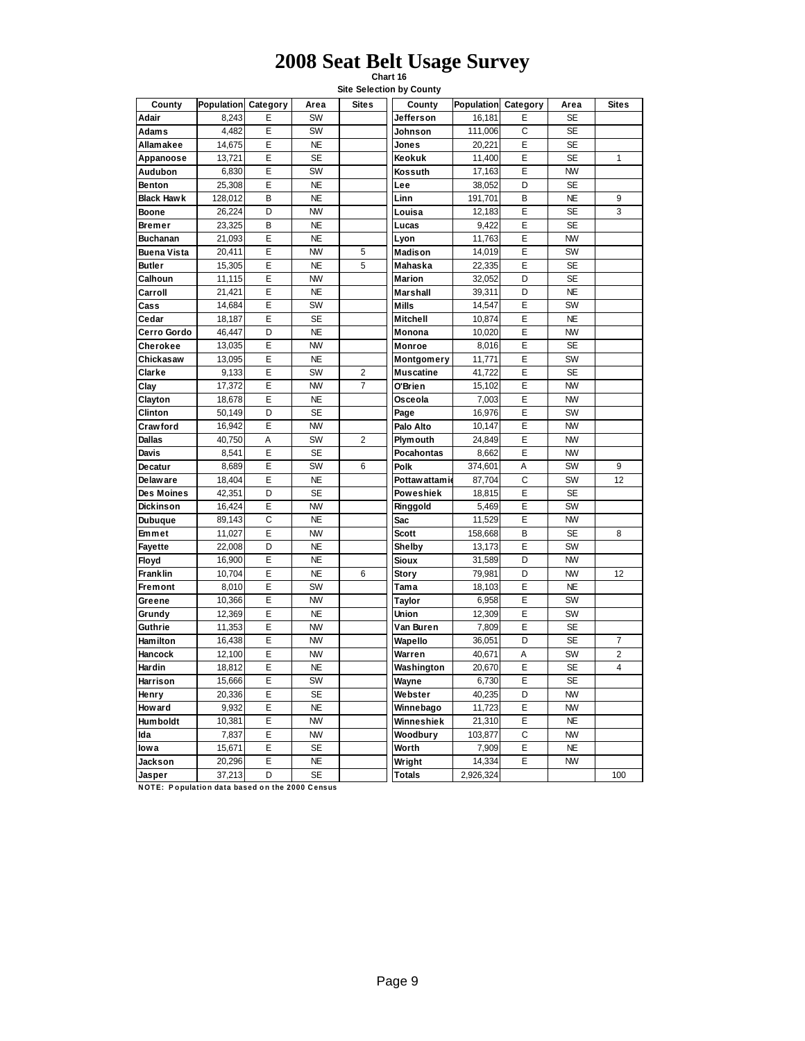# 2008 Seat Belt Usage Survey

**Chart 16**

**Site Selection by County**

| County | Population | Category | Area | Sites | County | Population | Category | Area | Sites |
|---|---|---|---|---|---|---|---|---|---|
| Adair | 8,243 | E | SW | | Jefferson | 16,181 | E | SE | |
| Adams | 4,482 | E | SW | | Johnson | 111,006 | C | SE | |
| Allamakee | 14,675 | E | NE | | Jones | 20,221 | E | SE | |
| Appanoose | 13,721 | E | SE | | Keokuk | 11,400 | E | SE | 1 |
| Audubon | 6,830 | E | SW | | Kossuth | 17,163 | E | NW | |
| Benton | 25,308 | E | NE | | Lee | 38,052 | D | SE | |
| Black Hawk | 128,012 | B | NE | | Linn | 191,701 | B | NE | 9 |
| Boone | 26,224 | D | NW | | Louisa | 12,183 | E | SE | 3 |
| Bremer | 23,325 | B | NE | | Lucas | 9,422 | E | SE | |
| Buchanan | 21,093 | E | NE | | Lyon | 11,763 | E | NW | |
| Buena Vista | 20,411 | E | NW | 5 | Madison | 14,019 | E | SW | |
| Butler | 15,305 | E | NE | 5 | Mahaska | 22,335 | E | SE | |
| Calhoun | 11,115 | E | NW | | Marion | 32,052 | D | SE | |
| Carroll | 21,421 | E | NE | | Marshall | 39,311 | D | NE | |
| Cass | 14,684 | E | SW | | Mills | 14,547 | E | SW | |
| Cedar | 18,187 | E | SE | | Mitchell | 10,874 | E | NE | |
| Cerro Gordo | 46,447 | D | NE | | Monona | 10,020 | E | NW | |
| Cherokee | 13,035 | E | NW | | Monroe | 8,016 | E | SE | |
| Chickasaw | 13,095 | E | NE | | Montgomery | 11,771 | E | SW | |
| Clarke | 9,133 | E | SW | 2 | Muscatine | 41,722 | E | SE | |
| Clay | 17,372 | E | NW | 7 | O'Brien | 15,102 | E | NW | |
| Clayton | 18,678 | E | NE | | Osceola | 7,003 | E | NW | |
| Clinton | 50,149 | D | SE | | Page | 16,976 | E | SW | |
| Crawford | 16,942 | E | NW | | Palo Alto | 10,147 | E | NW | |
| Dallas | 40,750 | A | SW | 2 | Plymouth | 24,849 | E | NW | |
| Davis | 8,541 | E | SE | | Pocahontas | 8,662 | E | NW | |
| Decatur | 8,689 | E | SW | 6 | Polk | 374,601 | A | SW | 9 |
| Delaware | 18,404 | E | NE | | Pottawattamie | 87,704 | C | SW | 12 |
| Des Moines | 42,351 | D | SE | | Poweshiek | 18,815 | E | SE | |
| Dickinson | 16,424 | E | NW | | Ringgold | 5,469 | E | SW | |
| Dubuque | 89,143 | C | NE | | Sac | 11,529 | E | NW | |
| Emmet | 11,027 | E | NW | | Scott | 158,668 | B | SE | 8 |
| Fayette | 22,008 | D | NE | | Shelby | 13,173 | E | SW | |
| Floyd | 16,900 | E | NE | | Sioux | 31,589 | D | NW | |
| Franklin | 10,704 | E | NE | 6 | Story | 79,981 | D | NW | 12 |
| Fremont | 8,010 | E | SW | | Tama | 18,103 | E | NE | |
| Greene | 10,366 | E | NW | | Taylor | 6,958 | E | SW | |
| Grundy | 12,369 | E | NE | | Union | 12,309 | E | SW | |
| Guthrie | 11,353 | E | NW | | Van Buren | 7,809 | E | SE | |
| Hamilton | 16,438 | E | NW | | Wapello | 36,051 | D | SE | 7 |
| Hancock | 12,100 | E | NW | | Warren | 40,671 | A | SW | 2 |
| Hardin | 18,812 | E | NE | | Washington | 20,670 | E | SE | 4 |
| Harrison | 15,666 | E | SW | | Wayne | 6,730 | E | SE | |
| Henry | 20,336 | E | SE | | Webster | 40,235 | D | NW | |
| Howard | 9,932 | E | NE | | Winnebago | 11,723 | E | NW | |
| Humboldt | 10,381 | E | NW | | Winneshiek | 21,310 | E | NE | |
| Ida | 7,837 | E | NW | | Woodbury | 103,877 | C | NW | |
| Iowa | 15,671 | E | SE | | Worth | 7,909 | E | NE | |
| Jackson | 20,296 | E | NE | | Wright | 14,334 | E | NW | |
| Jasper | 37,213 | D | SE | | Totals | 2,926,324 | | | 100 |

**NOTE: Population data based on the 2000 Census**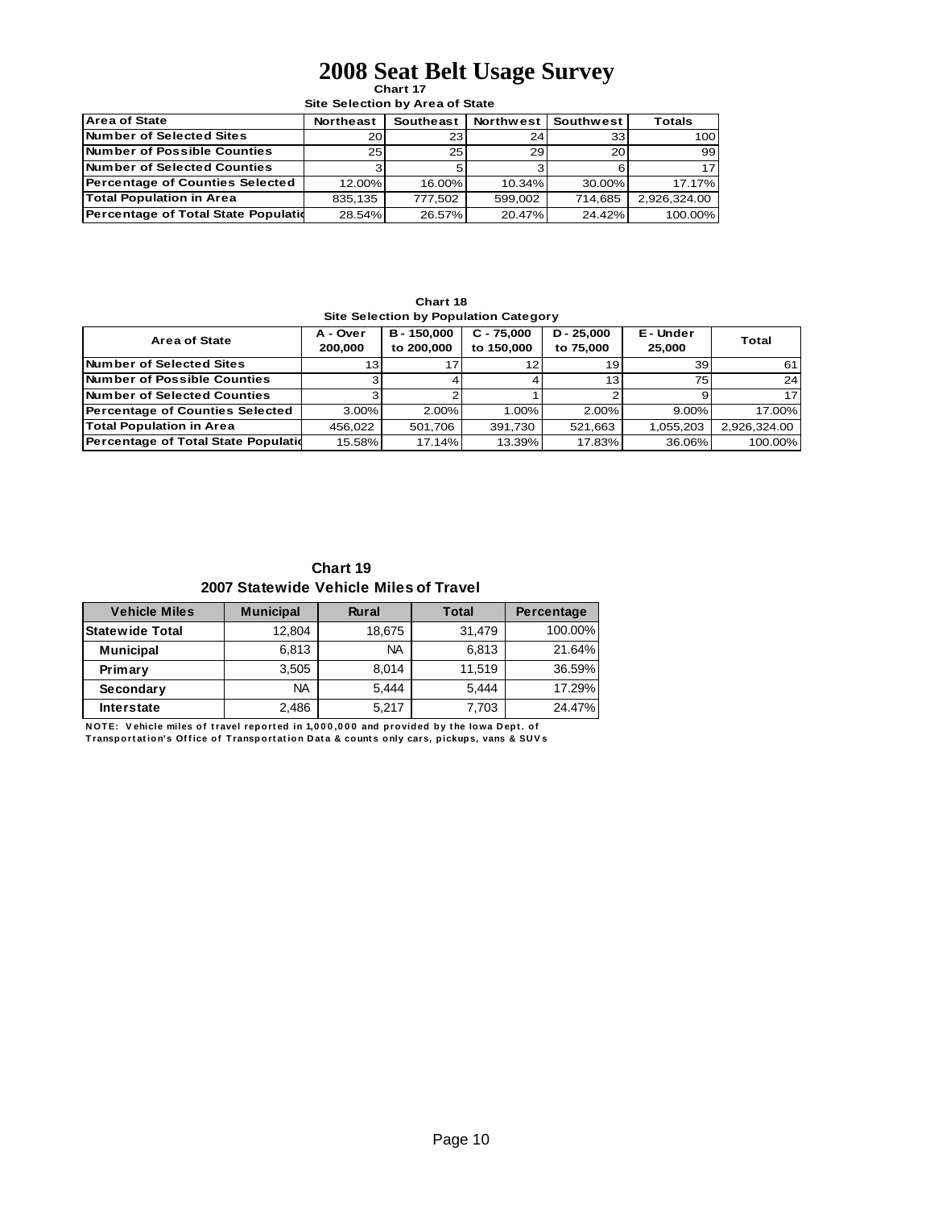# 2008 Seat Belt Usage Survey

**Chart 17**

**Site Selection by Area of State**

| Area of State | Northeast | Southeast | Northwest | Southwest | Totals |
|---|---|---|---|---|---|
| Number of Selected Sites | 20 | 23 | 24 | 33 | 100 |
| Number of Possible Counties | 25 | 25 | 29 | 20 | 99 |
| Number of Selected Counties | 3 | 5 | 3 | 6 | 17 |
| Percentage of Counties Selected | 12.00% | 16.00% | 10.34% | 30.00% | 17.17% |
| Total Population in Area | 835,135 | 777,502 | 599,002 | 714,685 | 2,926,324.00 |
| Percentage of Total State Populatio | 28.54% | 26.57% | 20.47% | 24.42% | 100.00% |

**Chart 18**

**Site Selection by Population Category**

| Area of State | A - Over 200,000 | B - 150,000 to 200,000 | C - 75,000 to 150,000 | D - 25,000 to 75,000 | E - Under 25,000 | Total |
|---|---|---|---|---|---|---|
| Number of Selected Sites | 13 | 17 | 12 | 19 | 39 | 61 |
| Number of Possible Counties | 3 | 4 | 4 | 13 | 75 | 24 |
| Number of Selected Counties | 3 | 2 | 1 | 2 | 9 | 17 |
| Percentage of Counties Selected | 3.00% | 2.00% | 1.00% | 2.00% | 9.00% | 17.00% |
| Total Population in Area | 456,022 | 501,706 | 391,730 | 521,663 | 1,055,203 | 2,926,324.00 |
| Percentage of Total State Populatio | 15.58% | 17.14% | 13.39% | 17.83% | 36.06% | 100.00% |

**Chart 19**

**2007 Statewide Vehicle Miles of Travel**

| Vehicle Miles | Municipal | Rural | Total | Percentage |
|---|---|---|---|---|
| Statewide Total | 12,804 | 18,675 | 31,479 | 100.00% |
| Municipal | 6,813 | NA | 6,813 | 21.64% |
| Primary | 3,505 | 8,014 | 11,519 | 36.59% |
| Secondary | NA | 5,444 | 5,444 | 17.29% |
| Interstate | 2,486 | 5,217 | 7,703 | 24.47% |

**NOTE: Vehicle miles of travel reported in 1,000,000 and provided by the Iowa Dept. of Transportation's Office of Transportation Data & counts only cars, pickups, vans & SUVs**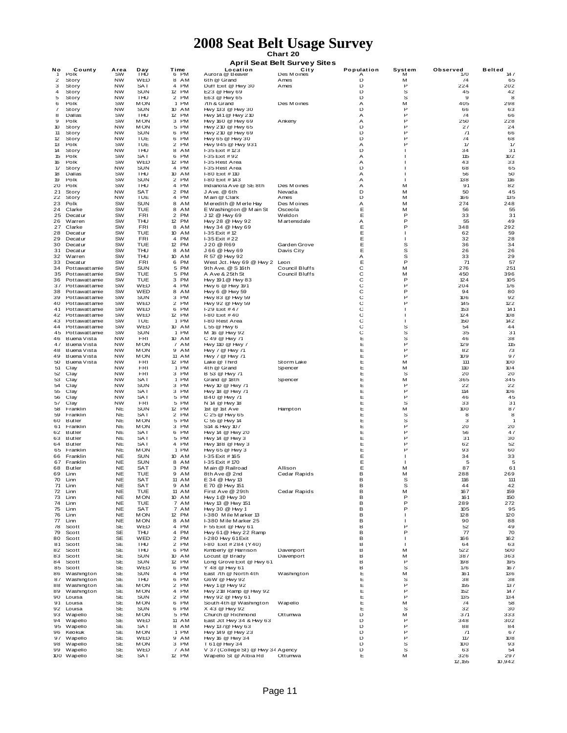# 2008 Seat Belt Usage Survey

**Chart 20**

**April Seat Belt Survey Sites**

| No | County | Area | Day | Time | Location | City | Population | System | Observed | Belted |
|---|---|---|---|---|---|---|---|---|---|---|
| 1 | Polk | SW | THU | 6 PM | Aurora @ Beaver | Des Moines | A | M | 170 | 147 |
| 2 | Story | NW | WED | 8 AM | 6th @ Grand | Ames | D | M | 74 | 65 |
| 3 | Story | NW | SAT | 4 PM | Duff Exit @ Hwy 30 | Ames | D | P | 224 | 202 |
| 4 | Story | NW | SUN | 12 PM | E23 @ Hwy 69 | | D | S | 45 | 42 |
| 5 | Story | NW | THU | 2 PM | E63 @ Hwy 65 | | D | S | 9 | 8 |
| 6 | Polk | SW | MON | 1 PM | 7th & Grand | Des Moines | A | M | 405 | 298 |
| 7 | Story | NW | SUN | 10 AM | Hwy 133 @ Hwy 30 | | D | P | 66 | 63 |
| 8 | Dallas | SW | THU | 12 PM | Hwy 141 @ Hwy 210 | | A | P | 74 | 66 |
| 9 | Polk | SW | MON | 3 PM | Hwy 160 @ Hwy 69 | Ankeny | A | P | 250 | 228 |
| 10 | Story | NW | MON | 5 PM | Hwy 210 @ Hwy 65 | | D | P | 27 | 24 |
| 11 | Story | NW | SUN | 6 PM | Hwy 210 @ Hwy 69 | | D | P | 71 | 66 |
| 12 | Story | NW | TUE | 6 PM | Hwy 65 @ Hwy 30 | | D | P | 74 | 68 |
| 13 | Polk | SW | TUE | 2 PM | Hwy 945 @ Hwy 931 | | A | P | 17 | 17 |
| 14 | Story | NW | THU | 8 AM | I-35 Exit # 123 | | D | I | 34 | 31 |
| 15 | Polk | SW | SAT | 6 PM | I-35 Exit # 92 | | A | I | 115 | 102 |
| 16 | Polk | SW | WED | 12 PM | I-35 Rest Area | | A | I | 43 | 33 |
| 17 | Story | NW | SUN | 4 PM | I-35 Rest Area | | D | I | 68 | 65 |
| 18 | Dallas | SW | THU | 10 AM | I-80 Exit # 110 | | A | I | 56 | 50 |
| 19 | Polk | SW | SUN | 2 PM | I-80 Exit # 143 | | A | I | 138 | 116 |
| 20 | Polk | SW | THU | 4 PM | Indianola Ave @ SE 8th | Des Moines | A | M | 91 | 82 |
| 21 | Story | NW | SAT | 2 PM | J Ave. @ 6th | Nevada | D | M | 50 | 45 |
| 22 | Story | NW | TUE | 4 PM | Main @ Clark | Ames | D | M | 166 | 135 |
| 23 | Polk | SW | SUN | 8 AM | Meredith @ Merle Hay | Des Moines | A | M | 274 | 248 |
| 24 | Clarke | SW | TUE | 8 AM | E Washington @ Main St | Osceola | E | M | 56 | 55 |
| 25 | Decatur | SW | FRI | 2 PM | J 12 @ Hwy 69 | Weldon | E | P | 33 | 31 |
| 26 | Warren | SW | THU | 12 PM | Hwy 28 @ Hwy 92 | Martensdale | A | P | 55 | 49 |
| 27 | Clarke | SW | FRI | 8 AM | Hwy 34 @ Hwy 69 | | E | P | 348 | 292 |
| 28 | Decatur | SW | TUE | 10 AM | I-35 Exit # 12 | | E | I | 62 | 59 |
| 29 | Decatur | SW | FRI | 4 PM | I-35 Exit # 22 | | E | I | 32 | 28 |
| 30 | Decatur | SW | TUE | 12 PM | J 20 @ R69 | Garden Grove | E | S | 36 | 34 |
| 31 | Decatur | SW | THU | 8 AM | J 66 @ Hwy 69 | Davis City | E | S | 26 | 26 |
| 32 | Warren | SW | THU | 10 AM | R 57 @ Hwy 92 | | A | S | 33 | 29 |
| 33 | Decatur | SW | FRI | 6 PM | West Jct. Hwy 69 @ Hwy 2 | Leon | E | P | 71 | 57 |
| 34 | Pottawattamie | SW | SUN | 5 PM | 9th Ave. @ S 16th | Council Bluffs | C | M | 276 | 251 |
| 35 | Pottawattamie | SW | TUE | 5 PM | A Ave & 25th St | Council Bluffs | C | M | 450 | 396 |
| 36 | Pottawattamie | SW | TUE | 3 PM | Hwy 191 @ Hwy 83 | | C | P | 124 | 105 |
| 37 | Pottawattamie | SW | WED | 4 PM | Hwy 6 @ Hwy 191 | | C | P | 204 | 176 |
| 38 | Pottawattamie | SW | WED | 8 AM | Hwy 6 @ Hwy 59 | | C | P | 94 | 80 |
| 39 | Pottawattamie | SW | SUN | 3 PM | Hwy 83 @ Hwy 59 | | C | P | 106 | 92 |
| 40 | Pottawattamie | SW | WED | 2 PM | Hwy 92 @ Hwy 59 | | C | P | 145 | 122 |
| 41 | Pottawattamie | SW | WED | 6 PM | I-29 Exit # 47 | | C | I | 153 | 141 |
| 42 | Pottawattamie | SW | WED | 12 PM | I-80 Exit # 40 | | C | I | 124 | 108 |
| 43 | Pottawattamie | SW | TUE | 1 PM | I-80 Rest Area | | C | I | 150 | 142 |
| 44 | Pottawattamie | SW | WED | 10 AM | L 55 @ Hwy 6 | | C | S | 54 | 44 |
| 45 | Pottawattamie | SW | SUN | 1 PM | M 16 @ Hwy 92 | | C | S | 35 | 31 |
| 46 | Buena Vista | NW | FRI | 10 AM | C 49 @ Hwy 71 | | E | S | 46 | 38 |
| 47 | Buena Vista | NW | MON | 7 AM | Hwy 110 @ Hwy 7 | | E | P | 129 | 115 |
| 48 | Buena Vista | NW | MON | 9 AM | Hwy 7 @ Hwy 71 | | E | P | 82 | 73 |
| 49 | Buena Vista | NW | MON | 11 AM | Hwy 7 @ Hwy 71 | | E | P | 109 | 97 |
| 50 | Buena Vista | NW | FRI | 12 PM | Lake @ Third | Storm Lake | E | M | 111 | 100 |
| 51 | Clay | NW | FRI | 1 PM | 4th @ Grand | Spencer | E | M | 110 | 104 |
| 52 | Clay | NW | FRI | 3 PM | B 53 @ Hwy 71 | | E | S | 20 | 20 |
| 53 | Clay | NW | SAT | 1 PM | Grand @ 18th | Spencer | E | M | 365 | 345 |
| 54 | Clay | NW | SUN | 3 PM | Hwy 10 @ Hwy 71 | | E | P | 22 | 22 |
| 55 | Clay | NW | SAT | 3 PM | Hwy 18 @ Hwy 71 | | E | P | 114 | 106 |
| 56 | Clay | NW | SAT | 5 PM | B40 @ Hwy 71 | | E | P | 46 | 45 |
| 57 | Clay | NW | FRI | 5 PM | N 14 @ Hwy 18 | | E | S | 33 | 31 |
| 58 | Franklin | NE | SUN | 12 PM | 1st @ 1st Ave | Hampton | E | M | 100 | 87 |
| 59 | Franklin | NE | SAT | 2 PM | C 25 @ Hwy 65 | | E | S | 8 | 8 |
| 60 | Butler | NE | MON | 5 PM | C 55 @ Hwy 14 | | E | S | 3 | 1 |
| 61 | Franklin | NE | MON | 3 PM | S14 & Hwy 107 | | E | P | 20 | 20 |
| 62 | Butler | NE | SAT | 6 PM | Hwy 14 @ Hwy 20 | | E | P | 56 | 47 |
| 63 | Butler | NE | SAT | 5 PM | Hwy 14 @ Hwy 3 | | E | P | 31 | 30 |
| 64 | Butler | NE | SAT | 4 PM | Hwy 188 @ Hwy 3 | | E | P | 62 | 52 |
| 65 | Franklin | NE | MON | 1 PM | Hwy 65 @ Hwy 3 | | E | P | 93 | 60 |
| 66 | Franklin | NE | SUN | 10 AM | I-35 Exit # 165 | | E | I | 34 | 33 |
| 67 | Franklin | NE | SUN | 8 AM | I-35 Exit # 170 | | E | I | 5 | 5 |
| 68 | Butler | NE | SAT | 3 PM | Main @ Railroad | Allison | E | M | 87 | 61 |
| 69 | Linn | NE | TUE | 9 AM | 8th Ave @ 2nd | Cedar Rapids | B | M | 288 | 269 |
| 70 | Linn | NE | SAT | 11 AM | E 34 @ Hwy 13 | | B | S | 116 | 111 |
| 71 | Linn | NE | SAT | 9 AM | E 70 @ Hwy 151 | | B | S | 44 | 42 |
| 72 | Linn | NE | TUE | 11 AM | First Ave @ 29th | Cedar Rapids | B | M | 167 | 159 |
| 73 | Linn | NE | MON | 10 AM | Hwy 1 @ Hwy 30 | | B | P | 161 | 150 |
| 74 | Linn | NE | TUE | 7 AM | Hwy 13 @ Hwy 151 | | B | P | 289 | 272 |
| 75 | Linn | NE | SAT | 7 AM | Hwy 30 @ Hwy 1 | | B | P | 105 | 95 |
| 76 | Linn | NE | MON | 12 PM | I-380 Mile Marker 13 | | B | I | 128 | 120 |
| 77 | Linn | NE | MON | 8 AM | I-380 Mile Marker 25 | | B | I | 90 | 88 |
| 78 | Scott | SE | WED | 4 PM | F 55 Exit @ Hwy 61 | | B | P | 52 | 49 |
| 79 | Scott | SE | THU | 4 PM | Hwy 61 @ Hwy 22 Ramp | | B | P | 77 | 70 |
| 80 | Scott | SE | WED | 2 PM | I-280 Hwy 61 Exit | | B | I | 166 | 162 |
| 81 | Scott | SE | THU | 2 PM | I-80 Exit # 284 (Y40) | | B | I | 64 | 63 |
| 82 | Scott | SE | THU | 6 PM | Kimberly @ Harrison | Davenport | B | M | 522 | 500 |
| 83 | Scott | SE | SUN | 10 AM | Locust @ Brady | Davenport | B | M | 387 | 363 |
| 84 | Scott | SE | SUN | 12 PM | Long Grove Exit @ Hwy 61 | | B | P | 198 | 195 |
| 85 | Scott | SE | WED | 6 PM | Y 48 @ Hwy 61 | | B | S | 176 | 167 |
| 86 | Washington | SE | SUN | 4 PM | East 7th @ North 4th | Washington | E | M | 161 | 136 |
| 87 | Washington | SE | THU | 6 PM | G6W @ Hwy 92 | | E | S | 38 | 38 |
| 88 | Washington | SE | MON | 2 PM | Hwy 1 @ Hwy 92 | | E | P | 155 | 137 |
| 89 | Washington | SE | MON | 4 PM | Hwy 218 Ramp @ Hwy 92 | | E | P | 152 | 147 |
| 90 | Louisa | SE | SUN | 2 PM | Hwy 92 @ Hwy 61 | | E | P | 135 | 134 |
| 91 | Louisa | SE | MON | 6 PM | South 4th @ Washington | Wapello | E | M | 74 | 58 |
| 92 | Louisa | SE | SUN | 6 PM | X 43 @ Hwy 92 | | E | S | 32 | 30 |
| 93 | Wapello | SE | MON | 5 PM | Church @ Richmond | Ottumwa | D | M | 371 | 333 |
| 94 | Wapello | SE | WED | 11 AM | East Jct Hwy 34 & Hwy 63 | | D | P | 348 | 302 |
| 95 | Wapello | SE | SAT | 8 AM | Hwy 137@ Hwy 63 | | D | P | 88 | 84 |
| 96 | Keokuk | SE | MON | 1 PM | Hwy 149 @ Hwy 23 | | D | P | 71 | 67 |
| 97 | Wapello | SE | WED | 9 AM | Hwy 16 @ Hwy 34 | | D | P | 117 | 108 |
| 98 | Wapello | SE | MON | 3 PM | T 61 @ Hwy 34 | | D | S | 100 | 93 |
| 99 | Wapello | SE | WED | 7 AM | V 37 (College St) @ Hwy 34 | Agency | D | S | 63 | 54 |
| 100 | Wapello | SE | SAT | 12 PM | Wapello St @ Albia Rd | Ottumwa | E | M | 326 | 297 |
| | | | | | | | | | 12,155 | 10,942 |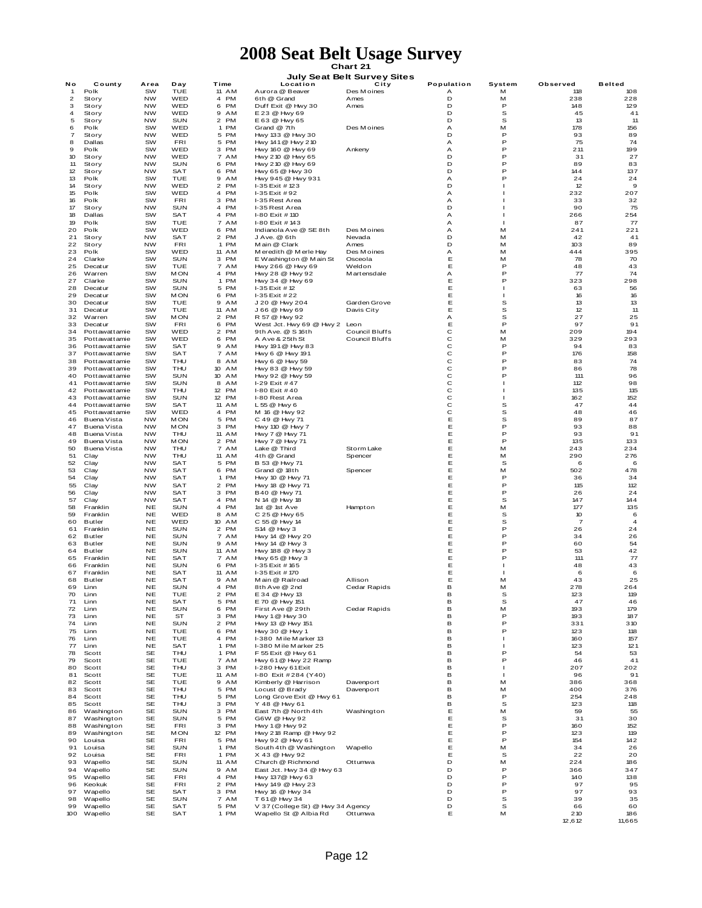# 2008 Seat Belt Usage Survey

**Chart 21**

**July Seat Belt Survey Sites**

| No | County | Area | Day | Time | Location | City | Population | System | Observed | Belted |
|---|---|---|---|---|---|---|---|---|---|---|
| 1 | Polk | SW | TUE | 11 AM | Aurora @ Beaver | Des Moines | A | M | 118 | 108 |
| 2 | Story | NW | WED | 4 PM | 6th @ Grand | Ames | D | M | 238 | 228 |
| 3 | Story | NW | WED | 6 PM | Duff Exit @ Hwy 30 | Ames | D | P | 148 | 129 |
| 4 | Story | NW | WED | 9 AM | E 23 @ Hwy 69 | | D | S | 45 | 41 |
| 5 | Story | NW | SUN | 2 PM | E 63 @ Hwy 65 | | D | S | 13 | 11 |
| 6 | Polk | SW | WED | 1 PM | Grand @ 7th | Des Moines | A | M | 178 | 156 |
| 7 | Story | NW | WED | 5 PM | Hwy 133 @ Hwy 30 | | D | P | 93 | 89 |
| 8 | Dallas | SW | FRI | 5 PM | Hwy 141 @ Hwy 210 | | A | P | 75 | 74 |
| 9 | Polk | SW | WED | 3 PM | Hwy 160 @ Hwy 69 | Ankeny | A | P | 211 | 199 |
| 10 | Story | NW | WED | 7 AM | Hwy 210 @ Hwy 65 | | D | P | 31 | 27 |
| 11 | Story | NW | SUN | 6 PM | Hwy 210 @ Hwy 69 | | D | P | 89 | 83 |
| 12 | Story | NW | SAT | 6 PM | Hwy 65 @ Hwy 30 | | D | P | 144 | 137 |
| 13 | Polk | SW | TUE | 9 AM | Hwy 945 @ Hwy 931 | | A | P | 24 | 24 |
| 14 | Story | NW | WED | 2 PM | I-35 Exit # 123 | | D | I | 12 | 9 |
| 15 | Polk | SW | WED | 4 PM | I-35 Exit # 92 | | A | I | 232 | 207 |
| 16 | Polk | SW | FRI | 3 PM | I-35 Rest Area | | A | I | 33 | 32 |
| 17 | Story | NW | SUN | 4 PM | I-35 Rest Area | | D | I | 90 | 75 |
| 18 | Dallas | SW | SAT | 4 PM | I-80 Exit # 110 | | A | I | 266 | 254 |
| 19 | Polk | SW | TUE | 7 AM | I-80 Exit # 143 | | A | I | 87 | 77 |
| 20 | Polk | SW | WED | 6 PM | Indianola Ave @ SE 8th | Des Moines | A | M | 241 | 221 |
| 21 | Story | NW | SAT | 2 PM | J Ave. @ 6th | Nevada | D | M | 42 | 41 |
| 22 | Story | NW | FRI | 1 PM | Main @ Clark | Ames | D | M | 103 | 89 |
| 23 | Polk | SW | WED | 11 AM | Meredith @ Merle Hay | Des Moines | A | M | 444 | 395 |
| 24 | Clarke | SW | SUN | 3 PM | E Washington @ Main St | Osceola | E | M | 78 | 70 |
| 25 | Decatur | SW | TUE | 7 AM | Hwy 266 @ Hwy 69 | Weldon | E | P | 48 | 43 |
| 26 | Warren | SW | MON | 4 PM | Hwy 28 @ Hwy 92 | Martensdale | A | P | 77 | 74 |
| 27 | Clarke | SW | SUN | 1 PM | Hwy 34 @ Hwy 69 | | E | P | 323 | 298 |
| 28 | Decatur | SW | SUN | 5 PM | I-35 Exit # 12 | | E | I | 63 | 56 |
| 29 | Decatur | SW | MON | 6 PM | I-35 Exit # 22 | | E | I | 16 | 16 |
| 30 | Decatur | SW | TUE | 9 AM | J 20 @ Hwy 204 | Garden Grove | E | S | 13 | 13 |
| 31 | Decatur | SW | TUE | 11 AM | J 66 @ Hwy 69 | Davis City | E | S | 12 | 11 |
| 32 | Warren | SW | MON | 2 PM | R 57 @ Hwy 92 | | A | S | 27 | 25 |
| 33 | Decatur | SW | FRI | 6 PM | West Jct. Hwy 69 @ Hwy 2 | Leon | E | P | 97 | 91 |
| 34 | Pottawattamie | SW | WED | 2 PM | 9th Ave. @ S 16th | Council Bluffs | C | M | 209 | 194 |
| 35 | Pottawattamie | SW | WED | 6 PM | A Ave & 25th St | Council Bluffs | C | M | 329 | 293 |
| 36 | Pottawattamie | SW | SAT | 9 AM | Hwy 191 @ Hwy 83 | | C | P | 94 | 83 |
| 37 | Pottawattamie | SW | SAT | 7 AM | Hwy 6 @ Hwy 191 | | C | P | 176 | 158 |
| 38 | Pottawattamie | SW | THU | 8 AM | Hwy 6 @ Hwy 59 | | C | P | 83 | 74 |
| 39 | Pottawattamie | SW | THU | 10 AM | Hwy 83 @ Hwy 59 | | C | P | 86 | 78 |
| 40 | Pottawattamie | SW | SUN | 10 AM | Hwy 92 @ Hwy 59 | | C | P | 111 | 96 |
| 41 | Pottawattamie | SW | SUN | 8 AM | I-29 Exit # 47 | | C | I | 112 | 98 |
| 42 | Pottawattamie | SW | THU | 12 PM | I-80 Exit # 40 | | C | I | 135 | 115 |
| 43 | Pottawattamie | SW | SUN | 12 PM | I-80 Rest Area | | C | I | 162 | 152 |
| 44 | Pottawattamie | SW | SAT | 11 AM | L 55 @ Hwy 6 | | C | S | 47 | 44 |
| 45 | Pottawattamie | SW | WED | 4 PM | M 16 @ Hwy 92 | | C | S | 48 | 46 |
| 46 | Buena Vista | NW | MON | 5 PM | C 49 @ Hwy 71 | | E | S | 89 | 87 |
| 47 | Buena Vista | NW | MON | 3 PM | Hwy 110 @ Hwy 7 | | E | P | 93 | 88 |
| 48 | Buena Vista | NW | THU | 11 AM | Hwy 7 @ Hwy 71 | | E | P | 93 | 91 |
| 49 | Buena Vista | NW | MON | 2 PM | Hwy 7 @ Hwy 71 | | E | P | 135 | 133 |
| 50 | Buena Vista | NW | THU | 7 AM | Lake @ Third | Storm Lake | E | M | 243 | 234 |
| 51 | Clay | NW | THU | 11 AM | 4th @ Grand | Spencer | E | M | 290 | 276 |
| 52 | Clay | NW | SAT | 5 PM | B 53 @ Hwy 71 | | E | S | 6 | 6 |
| 53 | Clay | NW | SAT | 6 PM | Grand @ 18th | Spencer | E | M | 502 | 478 |
| 54 | Clay | NW | SAT | 1 PM | Hwy 10 @ Hwy 71 | | E | P | 36 | 34 |
| 55 | Clay | NW | SAT | 2 PM | Hwy 18 @ Hwy 71 | | E | P | 115 | 112 |
| 56 | Clay | NW | SAT | 3 PM | B40 @ Hwy 71 | | E | P | 26 | 24 |
| 57 | Clay | NW | SAT | 4 PM | N 14 @ Hwy 18 | | E | S | 147 | 144 |
| 58 | Franklin | NE | SUN | 4 PM | 1st @ 1st Ave | Hampton | E | M | 177 | 135 |
| 59 | Franklin | NE | WED | 8 AM | C 25 @ Hwy 65 | | E | S | 10 | 6 |
| 60 | Butler | NE | WED | 10 AM | C 55 @ Hwy 14 | | E | S | 7 | 4 |
| 61 | Franklin | NE | SUN | 2 PM | S14 @ Hwy 3 | | E | P | 26 | 24 |
| 62 | Butler | NE | SUN | 7 AM | Hwy 14 @ Hwy 20 | | E | P | 34 | 26 |
| 63 | Butler | NE | SUN | 9 AM | Hwy 14 @ Hwy 3 | | E | P | 60 | 54 |
| 64 | Butler | NE | SUN | 11 AM | Hwy 188 @ Hwy 3 | | E | P | 53 | 42 |
| 65 | Franklin | NE | SAT | 7 AM | Hwy 65 @ Hwy 3 | | E | P | 111 | 77 |
| 66 | Franklin | NE | SUN | 6 PM | I-35 Exit # 165 | | E | I | 48 | 43 |
| 67 | Franklin | NE | SAT | 11 AM | I-35 Exit # 170 | | E | I | 6 | 6 |
| 68 | Butler | NE | SAT | 9 AM | Main @ Railroad | Allison | E | M | 43 | 25 |
| 69 | Linn | NE | SUN | 4 PM | 8th Ave @ 2nd | Cedar Rapids | B | M | 278 | 264 |
| 70 | Linn | NE | TUE | 2 PM | E 34 @ Hwy 13 | | B | S | 123 | 119 |
| 71 | Linn | NE | SAT | 5 PM | E 70 @ Hwy 151 | | B | S | 47 | 46 |
| 72 | Linn | NE | SUN | 6 PM | First Ave @ 29th | Cedar Rapids | B | M | 193 | 179 |
| 73 | Linn | NE | ST | 3 PM | Hwy 1 @ Hwy 30 | | B | P | 193 | 187 |
| 74 | Linn | NE | SUN | 2 PM | Hwy 13 @ Hwy 151 | | B | P | 331 | 310 |
| 75 | Linn | NE | TUE | 6 PM | Hwy 30 @ Hwy 1 | | B | P | 123 | 118 |
| 76 | Linn | NE | TUE | 4 PM | I-380 Mile Marker 13 | | B | I | 160 | 157 |
| 77 | Linn | NE | SAT | 1 PM | I-380 Mile Marker 25 | | B | I | 123 | 121 |
| 78 | Scott | SE | THU | 1 PM | F 55 Exit @ Hwy 61 | | B | P | 54 | 53 |
| 79 | Scott | SE | TUE | 7 AM | Hwy 61 @ Hwy 22 Ramp | | B | P | 46 | 41 |
| 80 | Scott | SE | THU | 3 PM | I-280 Hwy 61 Exit | | B | I | 207 | 202 |
| 81 | Scott | SE | TUE | 11 AM | I-80 Exit # 284 (Y40) | | B | I | 96 | 91 |
| 82 | Scott | SE | TUE | 9 AM | Kimberly @ Harrison | Davenport | B | M | 386 | 368 |
| 83 | Scott | SE | THU | 5 PM | Locust @ Brady | Davenport | B | M | 400 | 376 |
| 84 | Scott | SE | THU | 5 PM | Long Grove Exit @ Hwy 61 | | B | P | 254 | 248 |
| 85 | Scott | SE | THU | 3 PM | Y 48 @ Hwy 61 | | B | S | 123 | 118 |
| 86 | Washington | SE | SUN | 3 PM | East 7th @ North 4th | Washington | E | M | 59 | 55 |
| 87 | Washington | SE | SUN | 5 PM | G6W @ Hwy 92 | | E | S | 31 | 30 |
| 88 | Washington | SE | FRI | 3 PM | Hwy 1 @ Hwy 92 | | E | P | 160 | 152 |
| 89 | Washington | SE | MON | 12 PM | Hwy 218 Ramp @ Hwy 92 | | E | P | 123 | 119 |
| 90 | Louisa | SE | FRI | 5 PM | Hwy 92 @ Hwy 61 | | E | P | 154 | 142 |
| 91 | Louisa | SE | SUN | 1 PM | South 4th @ Washington | Wapello | E | M | 34 | 26 |
| 92 | Louisa | SE | FRI | 1 PM | X 43 @ Hwy 92 | | E | S | 22 | 20 |
| 93 | Wapello | SE | SUN | 11 AM | Church @ Richmond | Ottumwa | D | M | 224 | 186 |
| 94 | Wapello | SE | SUN | 9 AM | East Jct. Hwy 34 @ Hwy 63 | | D | P | 366 | 347 |
| 95 | Wapello | SE | FRI | 4 PM | Hwy 137@ Hwy 63 | | D | P | 140 | 138 |
| 96 | Keokuk | SE | FRI | 2 PM | Hwy 149 @ Hwy 23 | | D | P | 97 | 95 |
| 97 | Wapello | SE | SAT | 3 PM | Hwy 16 @ Hwy 34 | | D | P | 97 | 93 |
| 98 | Wapello | SE | SUN | 7 AM | T 61 @ Hwy 34 | | D | S | 39 | 35 |
| 99 | Wapello | SE | SAT | 5 PM | V 37 (College St) @ Hwy 34 Agency | | D | S | 66 | 60 |
| 100 | Wapello | SE | SAT | 1 PM | Wapello St @ Albia Rd | Ottumwa | E | M | 210 | 186 |
| | | | | | | | | | 12,612 | 11,665 |